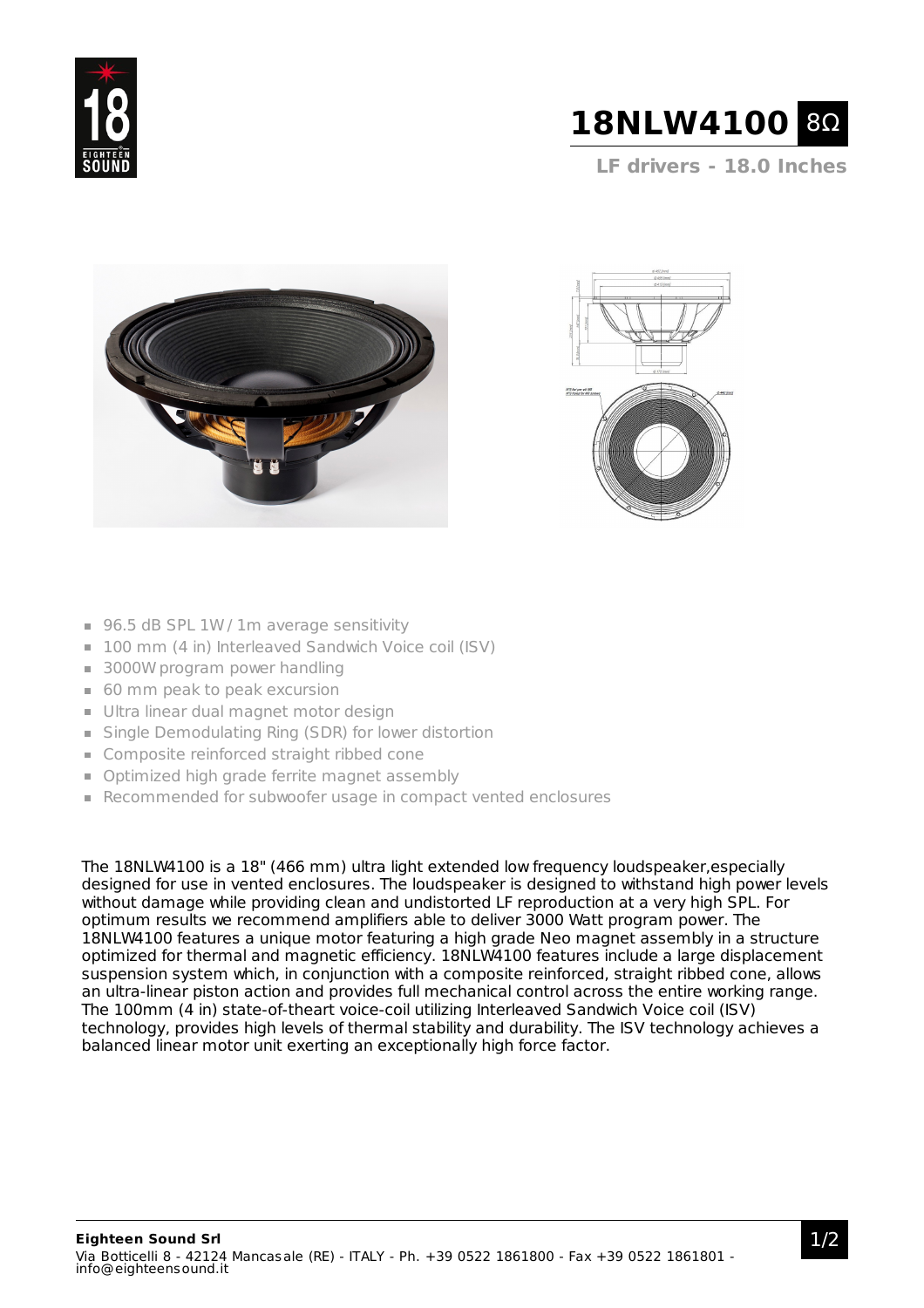# 18NLW4100 8Ω

**LF drivers - 18.0 Inches**

- 96.5 dB SPL 1W / 1m average sensitivity
- 100 mm (4 in) Interleaved Sandwich Voice coil (ISV)
- 3000W program power handling
- 60 mm peak to peak excursion
- Ultra linear dual magnet motor design
- Single Demodulating Ring (SDR) for lower distortion
- Composite reinforced straight ribbed cone
- Optimized high grade ferrite magnet assembly
- Recommended for subwoofer usage in compact vented enclosures

The 18NLW4100 is a 18" (466 mm) ultra light extended low frequency loudspeaker,especially designed for use in vented enclosures. The loudspeaker is designed to withstand high power levels without damage while providing clean and undistorted LF reproduction at a very high SPL. For optimum results we recommend amplifiers able to deliver 3000 Watt program power. The 18NLW4100 features a unique motor featuring a high grade Neo magnet assembly in a structure optimized for thermal and magnetic efficiency. 18NLW4100 features include a large displacement suspension system which, in conjunction with a composite reinforced, straight ribbed cone, allows an ultra-linear piston action and provides full mechanical control across the entire working range. The 100mm (4 in) state-of-theart voice-coil utilizing Interleaved Sandwich Voice coil (ISV) technology, provides high levels of thermal stability and durability. The ISV technology achieves a balanced linear motor unit exerting an exceptionally high force factor.

**Eighteen Sound Srl**
Via Botticelli 8 - 42124 Mancasale (RE) - ITALY - Ph. +39 0522 1861800 - Fax +39 0522 1861801 - info@eighteensound.it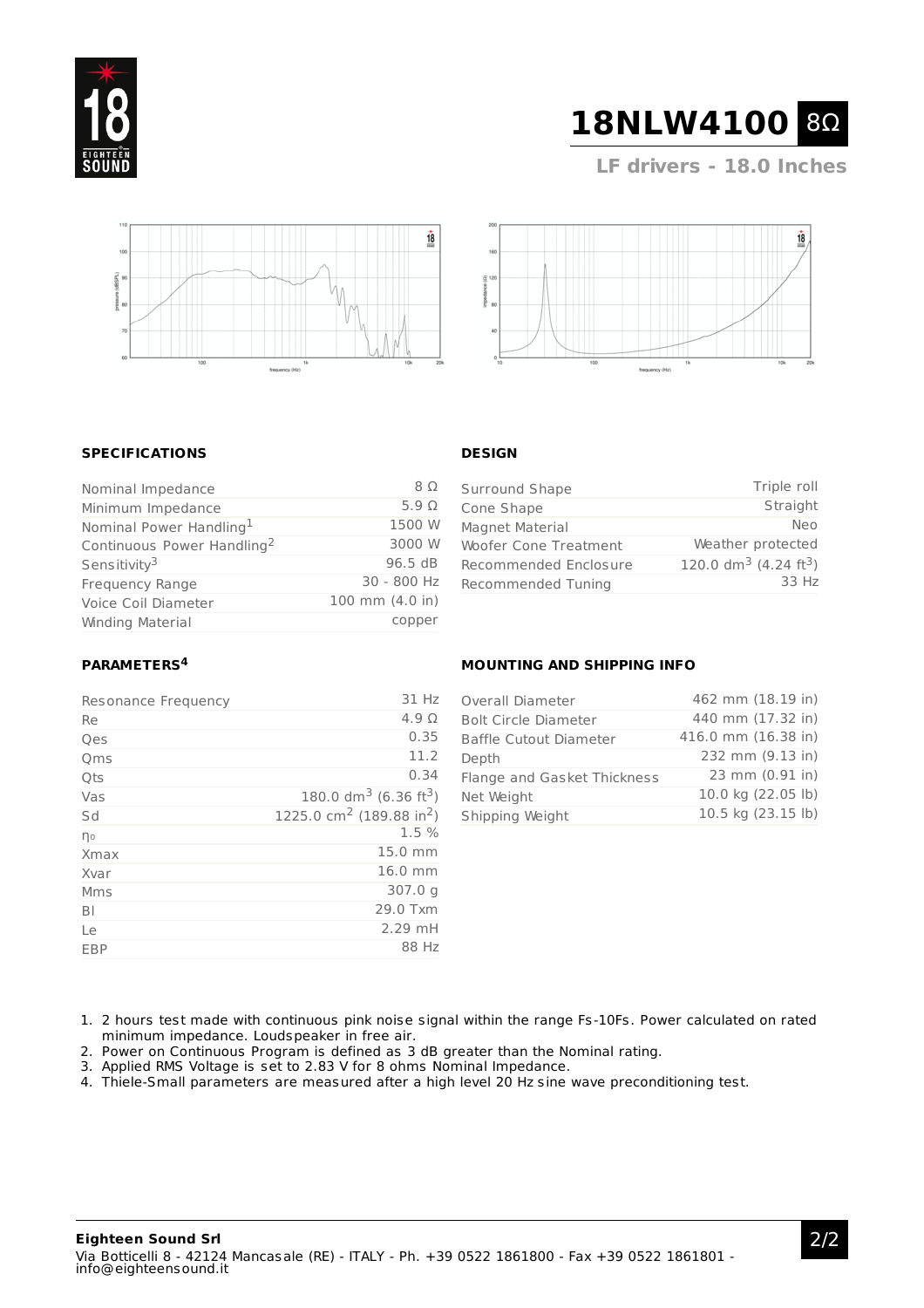# 18NLW4100 8Ω

## LF drivers - 18.0 Inches

110
100
90
80
70
60
pressure (dBSPL)
100
1k
10k
20k
frequency (Hz)

200
160
120
80
40
0
impedance (Ω)
10
100
1k
10k
20k
frequency (Hz)

### SPECIFICATIONS

| | |
|---|---|
| Nominal Impedance | 8 Ω |
| Minimum Impedance | 5.9 Ω |
| Nominal Power Handling[1] | 1500 W |
| Continuous Power Handling[2] | 3000 W |
| Sensitivity[3] | 96.5 dB |
| Frequency Range | 30 - 800 Hz |
| Voice Coil Diameter | 100 mm (4.0 in) |
| Winding Material | copper |

### DESIGN

| | |
|---|---|
| Surround Shape | Triple roll |
| Cone Shape | Straight |
| Magnet Material | Neo |
| Woofer Cone Treatment | Weather protected |
| Recommended Enclosure | 120.0 $dm^3$ (4.24 $ft^3$) |
| Recommended Tuning | 33 Hz |

### PARAMETERS[4]

| | |
|---|---|
| Resonance Frequency | 31 Hz |
| Re | 4.9 Ω |
| Qes | 0.35 |
| Qms | 11.2 |
| Qts | 0.34 |
| Vas | 180.0 $dm^3$ (6.36 $ft^3$) |
| Sd | 1225.0 $cm^2$ (189.88 $in^2$) |
| $\eta_0$ | 1.5 % |
| Xmax | 15.0 mm |
| Xvar | 16.0 mm |
| Mms | 307.0 g |
| Bl | 29.0 Txm |
| Le | 2.29 mH |
| EBP | 88 Hz |

### MOUNTING AND SHIPPING INFO

| | |
|---|---|
| Overall Diameter | 462 mm (18.19 in) |
| Bolt Circle Diameter | 440 mm (17.32 in) |
| Baffle Cutout Diameter | 416.0 mm (16.38 in) |
| Depth | 232 mm (9.13 in) |
| Flange and Gasket Thickness | 23 mm (0.91 in) |
| Net Weight | 10.0 kg (22.05 lb) |
| Shipping Weight | 10.5 kg (23.15 lb) |

1. 2 hours test made with continuous pink noise signal within the range Fs-10Fs. Power calculated on rated minimum impedance. Loudspeaker in free air.
2. Power on Continuous Program is defined as 3 dB greater than the Nominal rating.
3. Applied RMS Voltage is set to 2.83 V for 8 ohms Nominal Impedance.
4. Thiele-Small parameters are measured after a high level 20 Hz sine wave preconditioning test.

**Eighteen Sound Srl**
Via Botticelli 8 - 42124 Mancasale (RE) - ITALY - Ph. +39 0522 1861800 - Fax +39 0522 1861801 - info@eighteensound.it